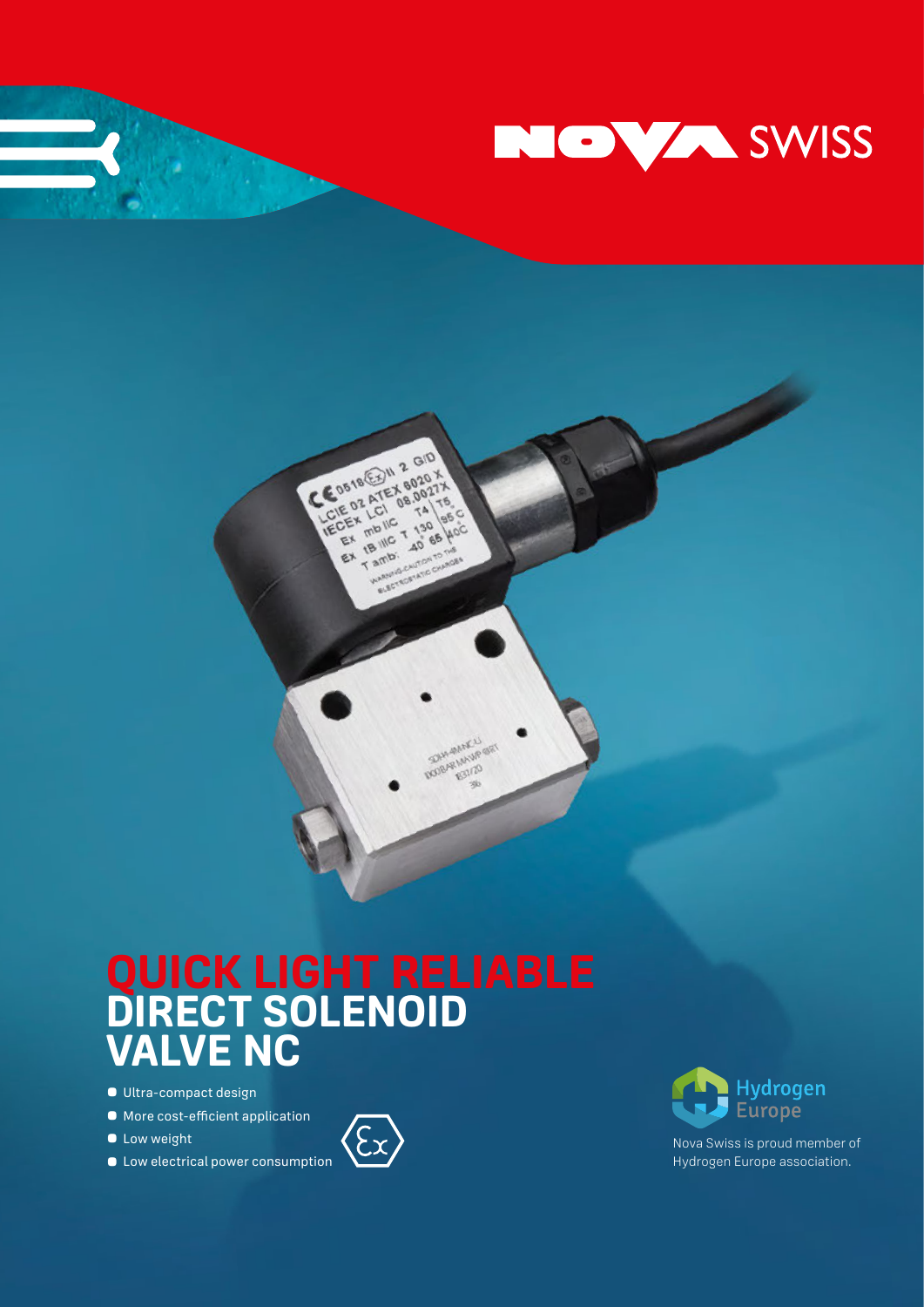NOVA SWISS

# QUICK LIGHT RELIABLE
# DIRECT SOLENOID VALVE NC

- Ultra-compact design
- More cost-efficient application
- Low weight
- Low electrical power consumption

Hydrogen Europe

Nova Swiss is proud member of Hydrogen Europe association.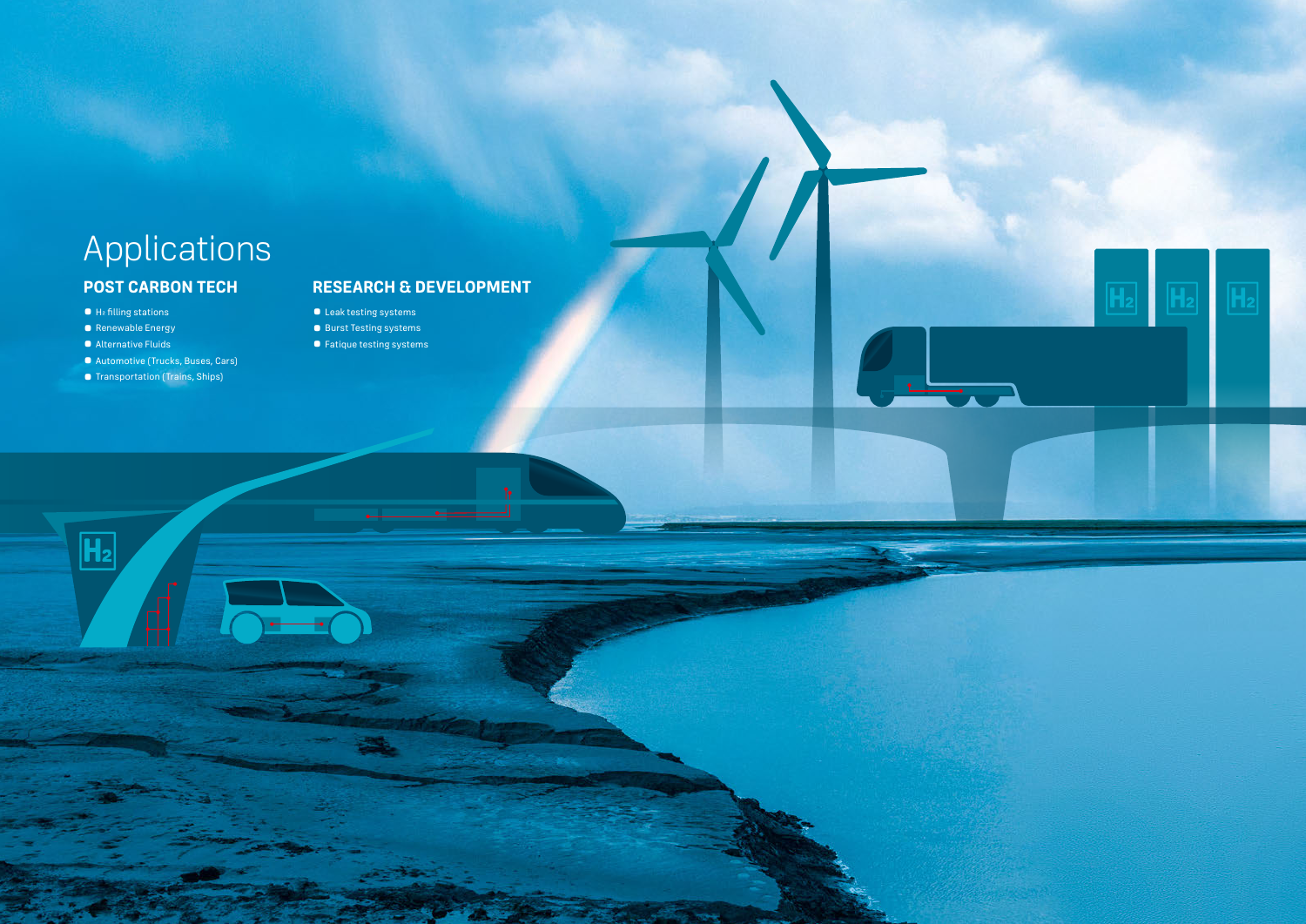# Applications

## POST CARBON TECH

- $H_2$ filling stations
- Renewable Energy
- Alternative Fluids
- Automotive (Trucks, Buses, Cars)
- Transportation (Trains, Ships)

## RESEARCH & DEVELOPMENT

- Leak testing systems
- Burst Testing systems
- Fatique testing systems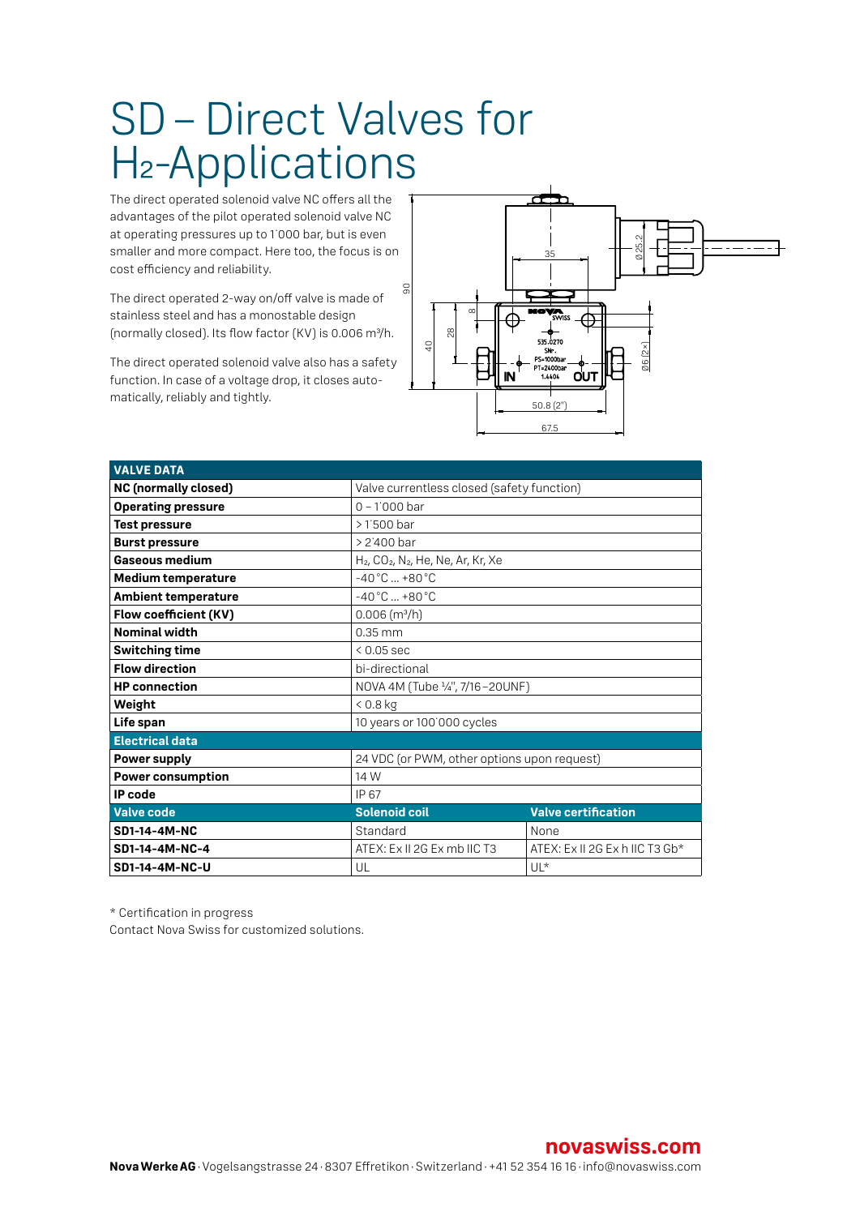# SD – Direct Valves for $H_2$-Applications

The direct operated solenoid valve NC offers all the advantages of the pilot operated solenoid valve NC at operating pressures up to 1'000 bar, but is even smaller and more compact. Here too, the focus is on cost efficiency and reliability.

The direct operated 2-way on/off valve is made of stainless steel and has a monostable design (normally closed). Its flow factor (KV) is 0.006 m³/h.

The direct operated solenoid valve also has a safety function. In case of a voltage drop, it closes automatically, reliably and tightly.

90
40
28
8
35
Ø 25.2
Ø 6 (2×)
NOVA SWISS
535.0270
SNr.
PS=1000bar
PT=2400bar
1.4404
IN
OUT
50.8 (2")
67.5

| VALVE DATA | | |
|---|---|---|
| **NC (normally closed)** | Valve currentless closed (safety function) | |
| **Operating pressure** | 0 – 1'000 bar | |
| **Test pressure** | > 1'500 bar | |
| **Burst pressure** | > 2'400 bar | |
| **Gaseous medium** | $H_2$, $CO_2$, $N_2$, He, Ne, Ar, Kr, Xe | |
| **Medium temperature** | -40 °C … +80 °C | |
| **Ambient temperature** | -40 °C … +80 °C | |
| **Flow coefficient (KV)** | 0.006 (m³/h) | |
| **Nominal width** | 0.35 mm | |
| **Switching time** | < 0.05 sec | |
| **Flow direction** | bi-directional | |
| **HP connection** | NOVA 4M (Tube ¼", 7/16 –20UNF) | |
| **Weight** | < 0.8 kg | |
| **Life span** | 10 years or 100'000 cycles | |
| **Electrical data** | | |
| **Power supply** | 24 VDC (or PWM, other options upon request) | |
| **Power consumption** | 14 W | |
| **IP code** | IP 67 | |
| **Valve code** | **Solenoid coil** | **Valve certification** |
| **SD1-14-4M-NC** | Standard | None |
| **SD1-14-4M-NC-4** | ATEX: Ex II 2G Ex mb IIC T3 | ATEX: Ex II 2G Ex h IIC T3 Gb* |
| **SD1-14-4M-NC-U** | UL | UL* |

\* Certification in progress
Contact Nova Swiss for customized solutions.

**novaswiss.com**

**Nova Werke AG** · Vogelsangstrasse 24 · 8307 Effretikon · Switzerland · +41 52 354 16 16 · info@novaswiss.com